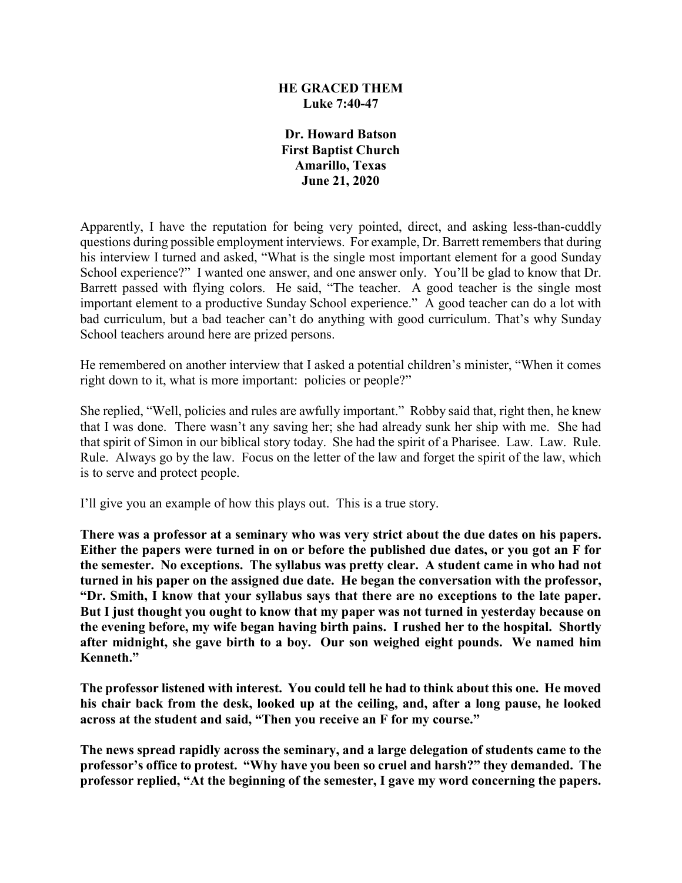# HE GRACED THEM
**Luke 7:40-47**

**Dr. Howard Batson**
**First Baptist Church**
**Amarillo, Texas**
**June 21, 2020**

Apparently, I have the reputation for being very pointed, direct, and asking less-than-cuddly questions during possible employment interviews. For example, Dr. Barrett remembers that during his interview I turned and asked, "What is the single most important element for a good Sunday School experience?" I wanted one answer, and one answer only. You'll be glad to know that Dr. Barrett passed with flying colors. He said, "The teacher. A good teacher is the single most important element to a productive Sunday School experience." A good teacher can do a lot with bad curriculum, but a bad teacher can't do anything with good curriculum. That's why Sunday School teachers around here are prized persons.

He remembered on another interview that I asked a potential children's minister, "When it comes right down to it, what is more important: policies or people?"

She replied, "Well, policies and rules are awfully important." Robby said that, right then, he knew that I was done. There wasn't any saving her; she had already sunk her ship with me. She had that spirit of Simon in our biblical story today. She had the spirit of a Pharisee. Law. Law. Rule. Rule. Always go by the law. Focus on the letter of the law and forget the spirit of the law, which is to serve and protect people.

I'll give you an example of how this plays out. This is a true story.

**There was a professor at a seminary who was very strict about the due dates on his papers. Either the papers were turned in on or before the published due dates, or you got an F for the semester. No exceptions. The syllabus was pretty clear. A student came in who had not turned in his paper on the assigned due date. He began the conversation with the professor, "Dr. Smith, I know that your syllabus says that there are no exceptions to the late paper. But I just thought you ought to know that my paper was not turned in yesterday because on the evening before, my wife began having birth pains. I rushed her to the hospital. Shortly after midnight, she gave birth to a boy. Our son weighed eight pounds. We named him Kenneth."**

**The professor listened with interest. You could tell he had to think about this one. He moved his chair back from the desk, looked up at the ceiling, and, after a long pause, he looked across at the student and said, "Then you receive an F for my course."**

**The news spread rapidly across the seminary, and a large delegation of students came to the professor's office to protest. "Why have you been so cruel and harsh?" they demanded. The professor replied, "At the beginning of the semester, I gave my word concerning the papers.**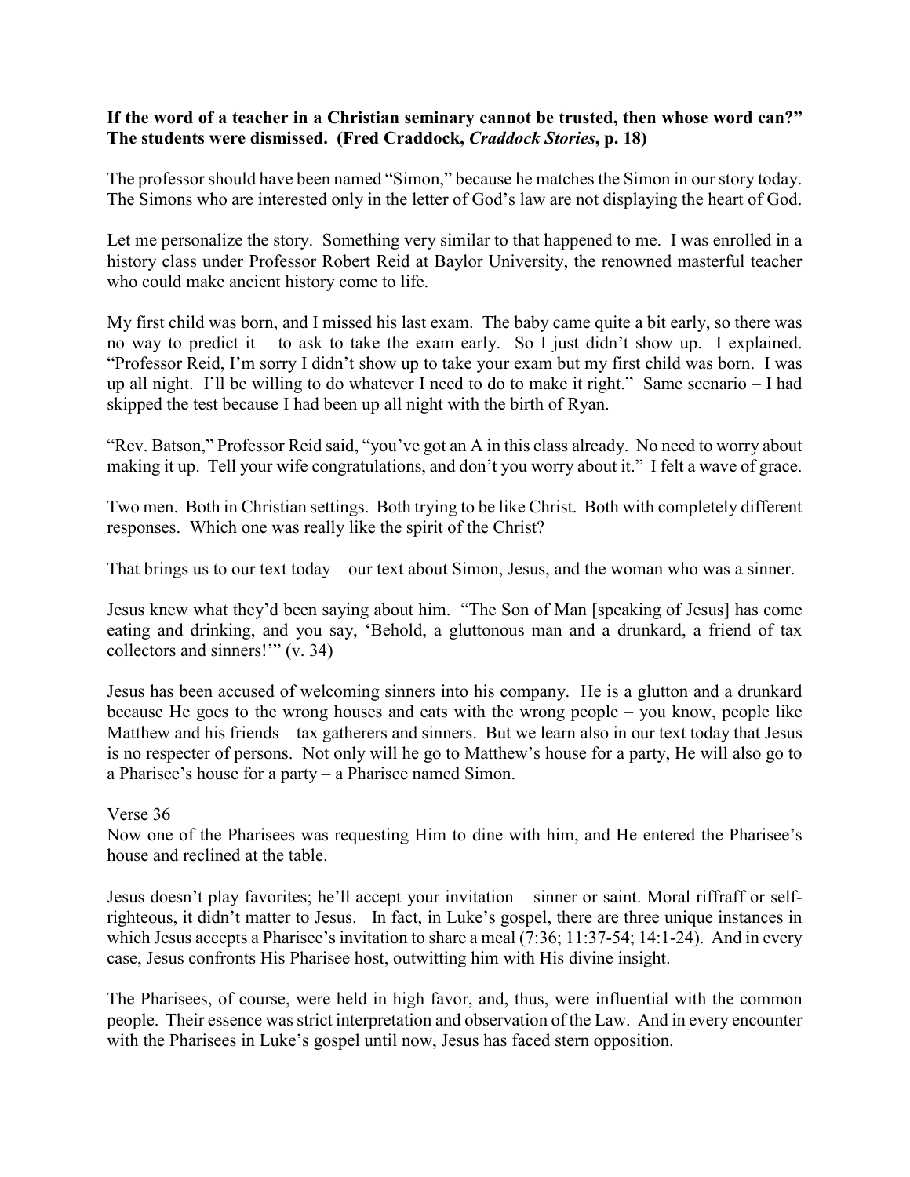**If the word of a teacher in a Christian seminary cannot be trusted, then whose word can?" The students were dismissed. (Fred Craddock, *Craddock Stories*, p. 18)**

The professor should have been named "Simon," because he matches the Simon in our story today. The Simons who are interested only in the letter of God's law are not displaying the heart of God.

Let me personalize the story. Something very similar to that happened to me. I was enrolled in a history class under Professor Robert Reid at Baylor University, the renowned masterful teacher who could make ancient history come to life.

My first child was born, and I missed his last exam. The baby came quite a bit early, so there was no way to predict it – to ask to take the exam early. So I just didn't show up. I explained. "Professor Reid, I'm sorry I didn't show up to take your exam but my first child was born. I was up all night. I'll be willing to do whatever I need to do to make it right." Same scenario – I had skipped the test because I had been up all night with the birth of Ryan.

"Rev. Batson," Professor Reid said, "you've got an A in this class already. No need to worry about making it up. Tell your wife congratulations, and don't you worry about it." I felt a wave of grace.

Two men. Both in Christian settings. Both trying to be like Christ. Both with completely different responses. Which one was really like the spirit of the Christ?

That brings us to our text today – our text about Simon, Jesus, and the woman who was a sinner.

Jesus knew what they'd been saying about him. "The Son of Man [speaking of Jesus] has come eating and drinking, and you say, 'Behold, a gluttonous man and a drunkard, a friend of tax collectors and sinners!'" (v. 34)

Jesus has been accused of welcoming sinners into his company. He is a glutton and a drunkard because He goes to the wrong houses and eats with the wrong people – you know, people like Matthew and his friends – tax gatherers and sinners. But we learn also in our text today that Jesus is no respecter of persons. Not only will he go to Matthew's house for a party, He will also go to a Pharisee's house for a party – a Pharisee named Simon.

Verse 36
Now one of the Pharisees was requesting Him to dine with him, and He entered the Pharisee's house and reclined at the table.

Jesus doesn't play favorites; he'll accept your invitation – sinner or saint. Moral riffraff or self-righteous, it didn't matter to Jesus. In fact, in Luke's gospel, there are three unique instances in which Jesus accepts a Pharisee's invitation to share a meal (7:36; 11:37-54; 14:1-24). And in every case, Jesus confronts His Pharisee host, outwitting him with His divine insight.

The Pharisees, of course, were held in high favor, and, thus, were influential with the common people. Their essence was strict interpretation and observation of the Law. And in every encounter with the Pharisees in Luke's gospel until now, Jesus has faced stern opposition.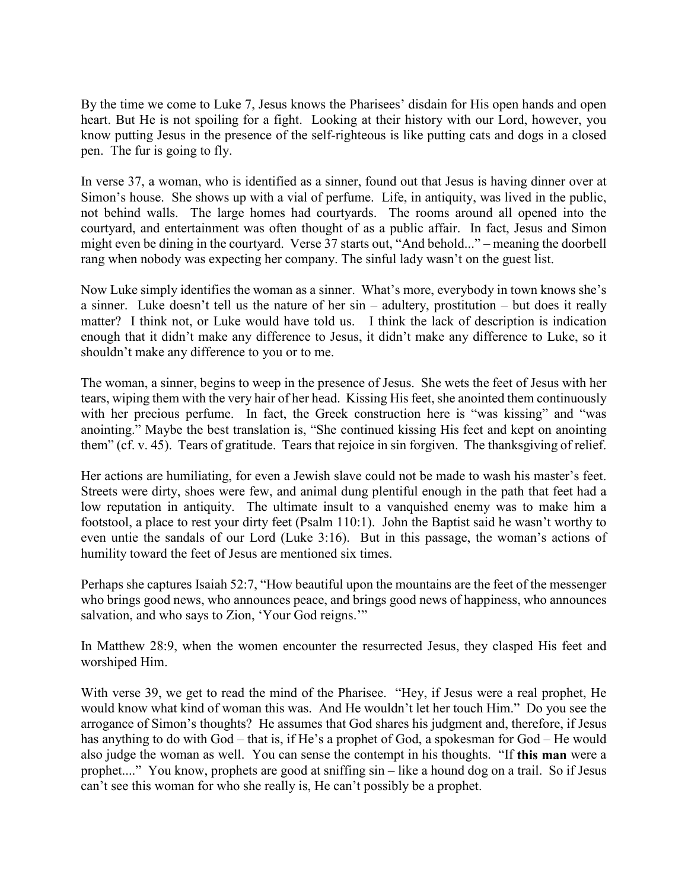By the time we come to Luke 7, Jesus knows the Pharisees' disdain for His open hands and open heart. But He is not spoiling for a fight. Looking at their history with our Lord, however, you know putting Jesus in the presence of the self-righteous is like putting cats and dogs in a closed pen. The fur is going to fly.

In verse 37, a woman, who is identified as a sinner, found out that Jesus is having dinner over at Simon's house. She shows up with a vial of perfume. Life, in antiquity, was lived in the public, not behind walls. The large homes had courtyards. The rooms around all opened into the courtyard, and entertainment was often thought of as a public affair. In fact, Jesus and Simon might even be dining in the courtyard. Verse 37 starts out, "And behold..." – meaning the doorbell rang when nobody was expecting her company. The sinful lady wasn't on the guest list.

Now Luke simply identifies the woman as a sinner. What's more, everybody in town knows she's a sinner. Luke doesn't tell us the nature of her sin – adultery, prostitution – but does it really matter? I think not, or Luke would have told us. I think the lack of description is indication enough that it didn't make any difference to Jesus, it didn't make any difference to Luke, so it shouldn't make any difference to you or to me.

The woman, a sinner, begins to weep in the presence of Jesus. She wets the feet of Jesus with her tears, wiping them with the very hair of her head. Kissing His feet, she anointed them continuously with her precious perfume. In fact, the Greek construction here is "was kissing" and "was anointing." Maybe the best translation is, "She continued kissing His feet and kept on anointing them" (cf. v. 45). Tears of gratitude. Tears that rejoice in sin forgiven. The thanksgiving of relief.

Her actions are humiliating, for even a Jewish slave could not be made to wash his master's feet. Streets were dirty, shoes were few, and animal dung plentiful enough in the path that feet had a low reputation in antiquity. The ultimate insult to a vanquished enemy was to make him a footstool, a place to rest your dirty feet (Psalm 110:1). John the Baptist said he wasn't worthy to even untie the sandals of our Lord (Luke 3:16). But in this passage, the woman's actions of humility toward the feet of Jesus are mentioned six times.

Perhaps she captures Isaiah 52:7, "How beautiful upon the mountains are the feet of the messenger who brings good news, who announces peace, and brings good news of happiness, who announces salvation, and who says to Zion, 'Your God reigns.'"

In Matthew 28:9, when the women encounter the resurrected Jesus, they clasped His feet and worshiped Him.

With verse 39, we get to read the mind of the Pharisee. "Hey, if Jesus were a real prophet, He would know what kind of woman this was. And He wouldn't let her touch Him." Do you see the arrogance of Simon's thoughts? He assumes that God shares his judgment and, therefore, if Jesus has anything to do with God – that is, if He's a prophet of God, a spokesman for God – He would also judge the woman as well. You can sense the contempt in his thoughts. "If **this man** were a prophet...." You know, prophets are good at sniffing sin – like a hound dog on a trail. So if Jesus can't see this woman for who she really is, He can't possibly be a prophet.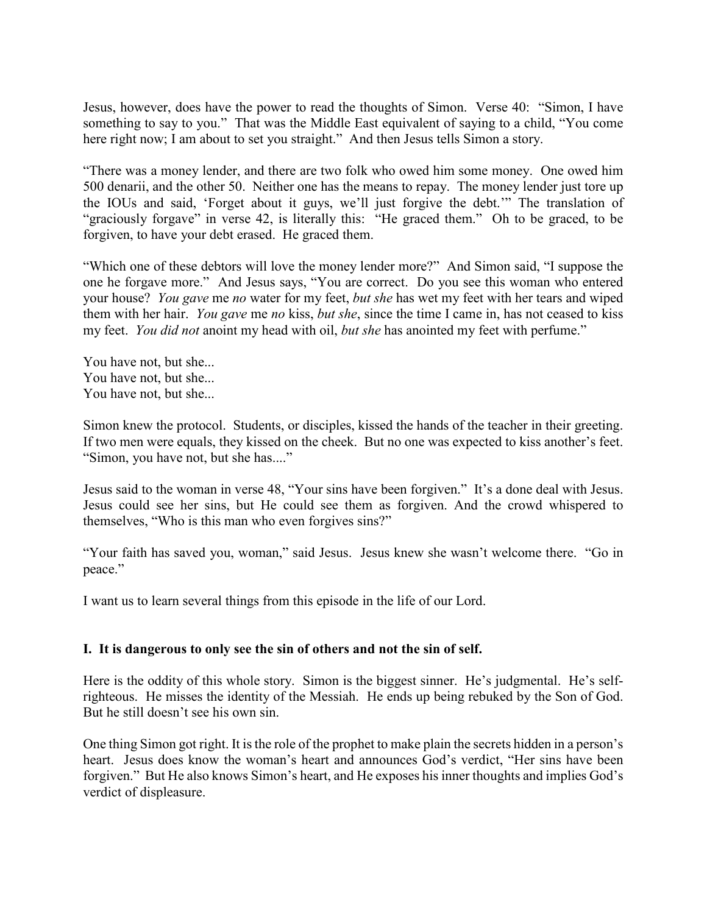Jesus, however, does have the power to read the thoughts of Simon. Verse 40: "Simon, I have something to say to you." That was the Middle East equivalent of saying to a child, "You come here right now; I am about to set you straight." And then Jesus tells Simon a story.

"There was a money lender, and there are two folk who owed him some money. One owed him 500 denarii, and the other 50. Neither one has the means to repay. The money lender just tore up the IOUs and said, 'Forget about it guys, we'll just forgive the debt.'" The translation of "graciously forgave" in verse 42, is literally this: "He graced them." Oh to be graced, to be forgiven, to have your debt erased. He graced them.

"Which one of these debtors will love the money lender more?" And Simon said, "I suppose the one he forgave more." And Jesus says, "You are correct. Do you see this woman who entered your house? *You gave* me *no* water for my feet, *but she* has wet my feet with her tears and wiped them with her hair. *You gave* me *no* kiss, *but she*, since the time I came in, has not ceased to kiss my feet. *You did not* anoint my head with oil, *but she* has anointed my feet with perfume."

You have not, but she...
You have not, but she...
You have not, but she...

Simon knew the protocol. Students, or disciples, kissed the hands of the teacher in their greeting. If two men were equals, they kissed on the cheek. But no one was expected to kiss another's feet. "Simon, you have not, but she has...."

Jesus said to the woman in verse 48, "Your sins have been forgiven." It's a done deal with Jesus. Jesus could see her sins, but He could see them as forgiven. And the crowd whispered to themselves, "Who is this man who even forgives sins?"

"Your faith has saved you, woman," said Jesus. Jesus knew she wasn't welcome there. "Go in peace."

I want us to learn several things from this episode in the life of our Lord.

**I. It is dangerous to only see the sin of others and not the sin of self.**

Here is the oddity of this whole story. Simon is the biggest sinner. He's judgmental. He's self-righteous. He misses the identity of the Messiah. He ends up being rebuked by the Son of God. But he still doesn't see his own sin.

One thing Simon got right. It is the role of the prophet to make plain the secrets hidden in a person's heart. Jesus does know the woman's heart and announces God's verdict, "Her sins have been forgiven." But He also knows Simon's heart, and He exposes his inner thoughts and implies God's verdict of displeasure.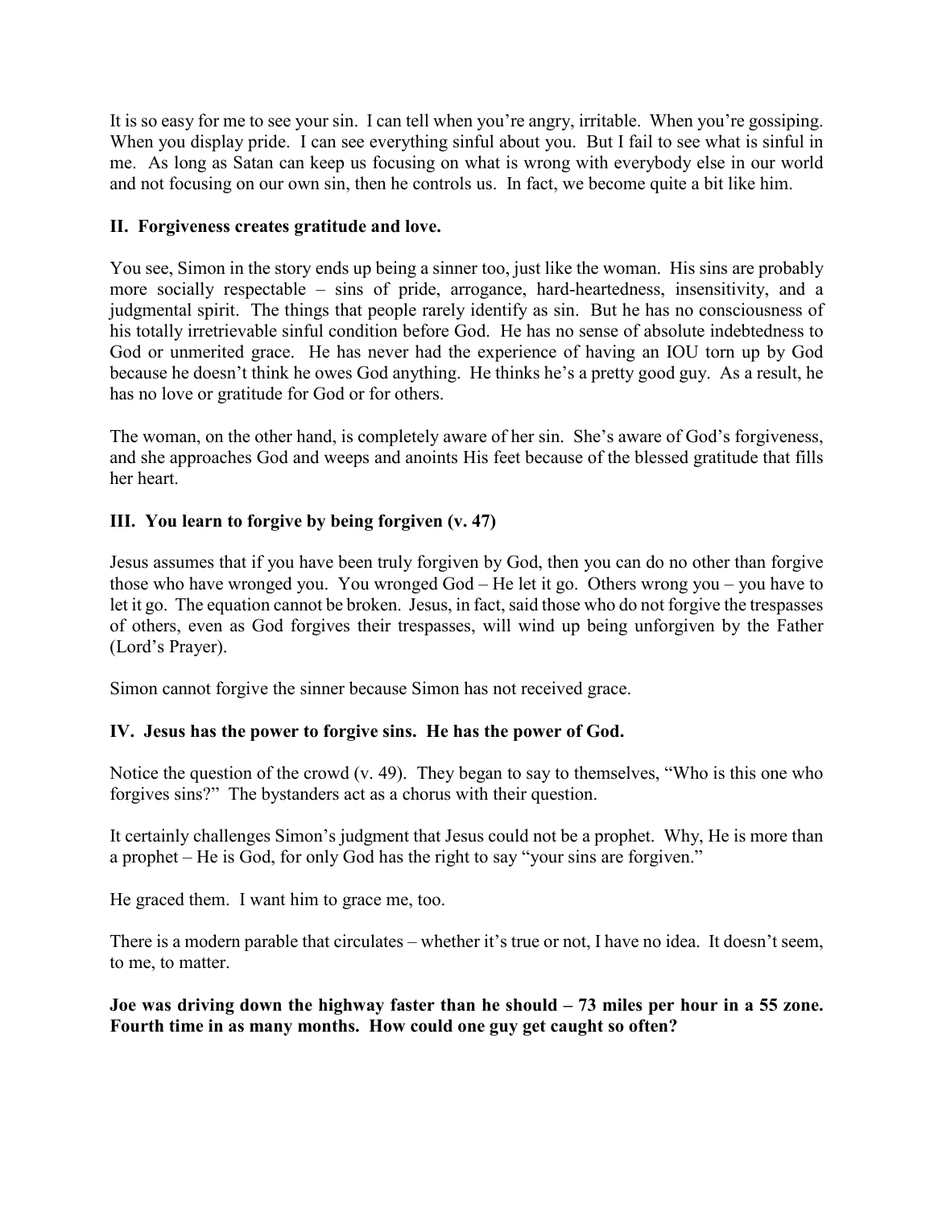It is so easy for me to see your sin. I can tell when you're angry, irritable. When you're gossiping. When you display pride. I can see everything sinful about you. But I fail to see what is sinful in me. As long as Satan can keep us focusing on what is wrong with everybody else in our world and not focusing on our own sin, then he controls us. In fact, we become quite a bit like him.

### II. Forgiveness creates gratitude and love.

You see, Simon in the story ends up being a sinner too, just like the woman. His sins are probably more socially respectable – sins of pride, arrogance, hard-heartedness, insensitivity, and a judgmental spirit. The things that people rarely identify as sin. But he has no consciousness of his totally irretrievable sinful condition before God. He has no sense of absolute indebtedness to God or unmerited grace. He has never had the experience of having an IOU torn up by God because he doesn't think he owes God anything. He thinks he's a pretty good guy. As a result, he has no love or gratitude for God or for others.

The woman, on the other hand, is completely aware of her sin. She's aware of God's forgiveness, and she approaches God and weeps and anoints His feet because of the blessed gratitude that fills her heart.

### III. You learn to forgive by being forgiven (v. 47)

Jesus assumes that if you have been truly forgiven by God, then you can do no other than forgive those who have wronged you. You wronged God – He let it go. Others wrong you – you have to let it go. The equation cannot be broken. Jesus, in fact, said those who do not forgive the trespasses of others, even as God forgives their trespasses, will wind up being unforgiven by the Father (Lord's Prayer).

Simon cannot forgive the sinner because Simon has not received grace.

### IV. Jesus has the power to forgive sins. He has the power of God.

Notice the question of the crowd (v. 49). They began to say to themselves, "Who is this one who forgives sins?" The bystanders act as a chorus with their question.

It certainly challenges Simon's judgment that Jesus could not be a prophet. Why, He is more than a prophet – He is God, for only God has the right to say "your sins are forgiven."

He graced them. I want him to grace me, too.

There is a modern parable that circulates – whether it's true or not, I have no idea. It doesn't seem, to me, to matter.

**Joe was driving down the highway faster than he should – 73 miles per hour in a 55 zone. Fourth time in as many months. How could one guy get caught so often?**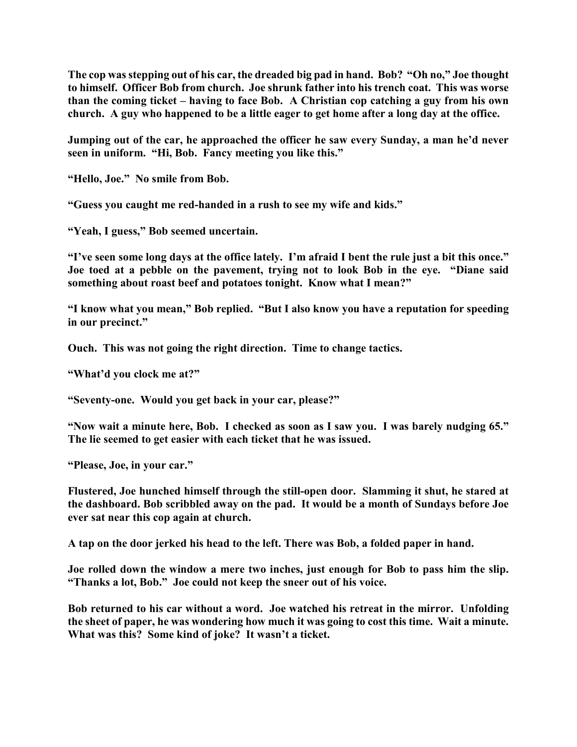**The cop was stepping out of his car, the dreaded big pad in hand. Bob? "Oh no," Joe thought to himself. Officer Bob from church. Joe shrunk father into his trench coat. This was worse than the coming ticket – having to face Bob. A Christian cop catching a guy from his own church. A guy who happened to be a little eager to get home after a long day at the office.**

**Jumping out of the car, he approached the officer he saw every Sunday, a man he'd never seen in uniform. "Hi, Bob. Fancy meeting you like this."**

**"Hello, Joe." No smile from Bob.**

**"Guess you caught me red-handed in a rush to see my wife and kids."**

**"Yeah, I guess," Bob seemed uncertain.**

**"I've seen some long days at the office lately. I'm afraid I bent the rule just a bit this once." Joe toed at a pebble on the pavement, trying not to look Bob in the eye. "Diane said something about roast beef and potatoes tonight. Know what I mean?"**

**"I know what you mean," Bob replied. "But I also know you have a reputation for speeding in our precinct."**

**Ouch. This was not going the right direction. Time to change tactics.**

**"What'd you clock me at?"**

**"Seventy-one. Would you get back in your car, please?"**

**"Now wait a minute here, Bob. I checked as soon as I saw you. I was barely nudging 65." The lie seemed to get easier with each ticket that he was issued.**

**"Please, Joe, in your car."**

**Flustered, Joe hunched himself through the still-open door. Slamming it shut, he stared at the dashboard. Bob scribbled away on the pad. It would be a month of Sundays before Joe ever sat near this cop again at church.**

**A tap on the door jerked his head to the left. There was Bob, a folded paper in hand.**

**Joe rolled down the window a mere two inches, just enough for Bob to pass him the slip. "Thanks a lot, Bob." Joe could not keep the sneer out of his voice.**

**Bob returned to his car without a word. Joe watched his retreat in the mirror. Unfolding the sheet of paper, he was wondering how much it was going to cost this time. Wait a minute. What was this? Some kind of joke? It wasn't a ticket.**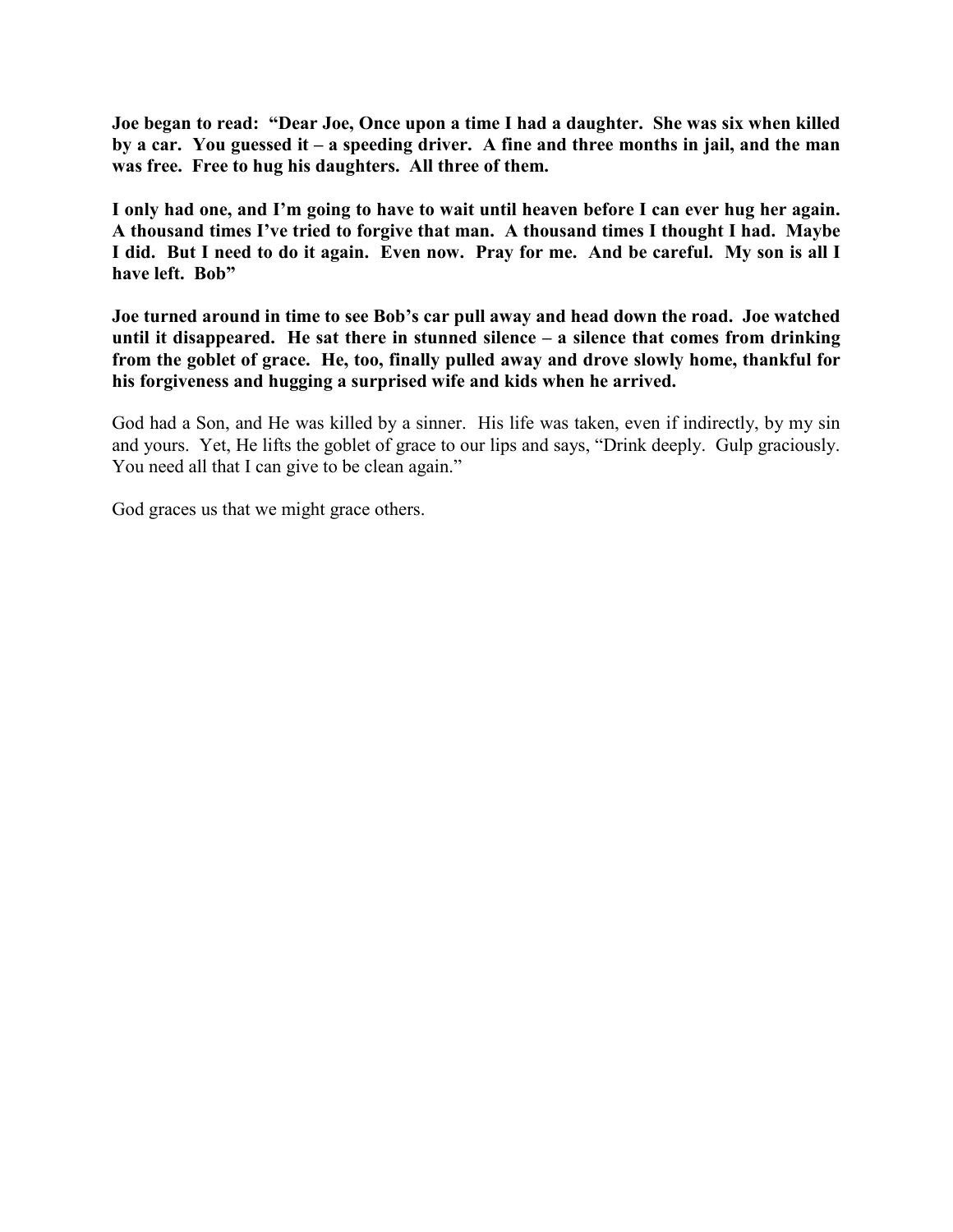**Joe began to read: "Dear Joe, Once upon a time I had a daughter. She was six when killed by a car. You guessed it – a speeding driver. A fine and three months in jail, and the man was free. Free to hug his daughters. All three of them.**

**I only had one, and I'm going to have to wait until heaven before I can ever hug her again. A thousand times I've tried to forgive that man. A thousand times I thought I had. Maybe I did. But I need to do it again. Even now. Pray for me. And be careful. My son is all I have left. Bob"**

**Joe turned around in time to see Bob's car pull away and head down the road. Joe watched until it disappeared. He sat there in stunned silence – a silence that comes from drinking from the goblet of grace. He, too, finally pulled away and drove slowly home, thankful for his forgiveness and hugging a surprised wife and kids when he arrived.**

God had a Son, and He was killed by a sinner. His life was taken, even if indirectly, by my sin and yours. Yet, He lifts the goblet of grace to our lips and says, "Drink deeply. Gulp graciously. You need all that I can give to be clean again."

God graces us that we might grace others.